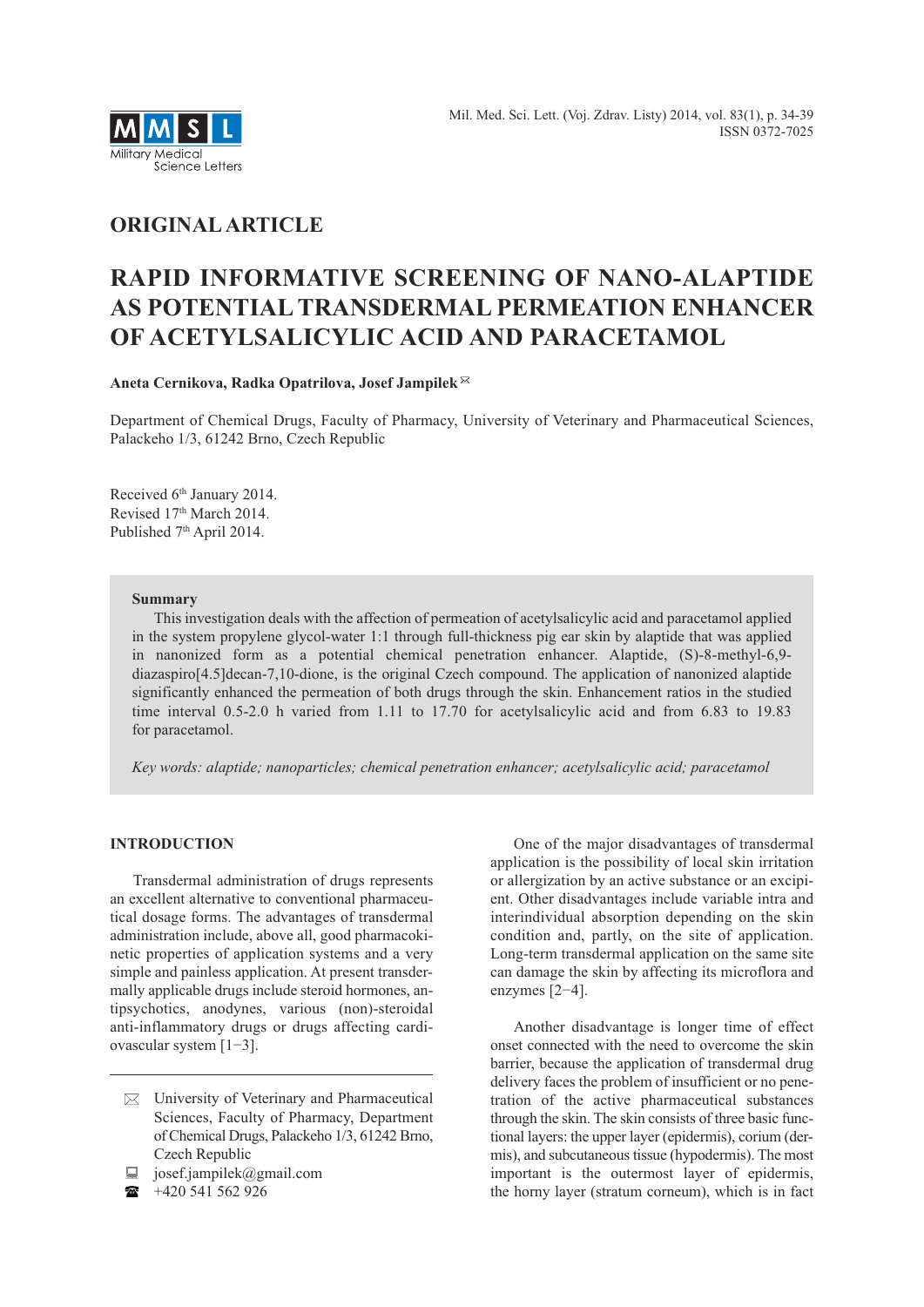## ORIGINAL ARTICLE

# RAPID INFORMATIVE SCREENING OF NANO-ALAPTIDE AS POTENTIAL TRANSDERMAL PERMEATION ENHANCER OF ACETYLSALICYLIC ACID AND PARACETAMOL

**Aneta Cernikova, Radka Opatrilova, Josef Jampilek** ✉

Department of Chemical Drugs, Faculty of Pharmacy, University of Veterinary and Pharmaceutical Sciences, Palackeho 1/3, 61242 Brno, Czech Republic

Received 6th January 2014.
Revised 17th March 2014.
Published 7th April 2014.

**Summary**

This investigation deals with the affection of permeation of acetylsalicylic acid and paracetamol applied in the system propylene glycol-water 1:1 through full-thickness pig ear skin by alaptide that was applied in nanonized form as a potential chemical penetration enhancer. Alaptide, (S)-8-methyl-6,9-diazaspiro[4.5]decan-7,10-dione, is the original Czech compound. The application of nanonized alaptide significantly enhanced the permeation of both drugs through the skin. Enhancement ratios in the studied time interval 0.5-2.0 h varied from 1.11 to 17.70 for acetylsalicylic acid and from 6.83 to 19.83 for paracetamol.

*Key words: alaptide; nanoparticles; chemical penetration enhancer; acetylsalicylic acid; paracetamol*

## INTRODUCTION

Transdermal administration of drugs represents an excellent alternative to conventional pharmaceutical dosage forms. The advantages of transdermal administration include, above all, good pharmacokinetic properties of application systems and a very simple and painless application. At present transdermally applicable drugs include steroid hormones, antipsychotics, anodynes, various (non)-steroidal anti-inflammatory drugs or drugs affecting cardiovascular system [1−3].

One of the major disadvantages of transdermal application is the possibility of local skin irritation or allergization by an active substance or an excipient. Other disadvantages include variable intra and interindividual absorption depending on the skin condition and, partly, on the site of application. Long-term transdermal application on the same site can damage the skin by affecting its microflora and enzymes [2−4].

Another disadvantage is longer time of effect onset connected with the need to overcome the skin barrier, because the application of transdermal drug delivery faces the problem of insufficient or no penetration of the active pharmaceutical substances through the skin. The skin consists of three basic functional layers: the upper layer (epidermis), corium (dermis), and subcutaneous tissue (hypodermis). The most important is the outermost layer of epidermis, the horny layer (stratum corneum), which is in fact

---

✉ University of Veterinary and Pharmaceutical Sciences, Faculty of Pharmacy, Department of Chemical Drugs, Palackeho 1/3, 61242 Brno, Czech Republic
josef.jampilek@gmail.com
+420 541 562 926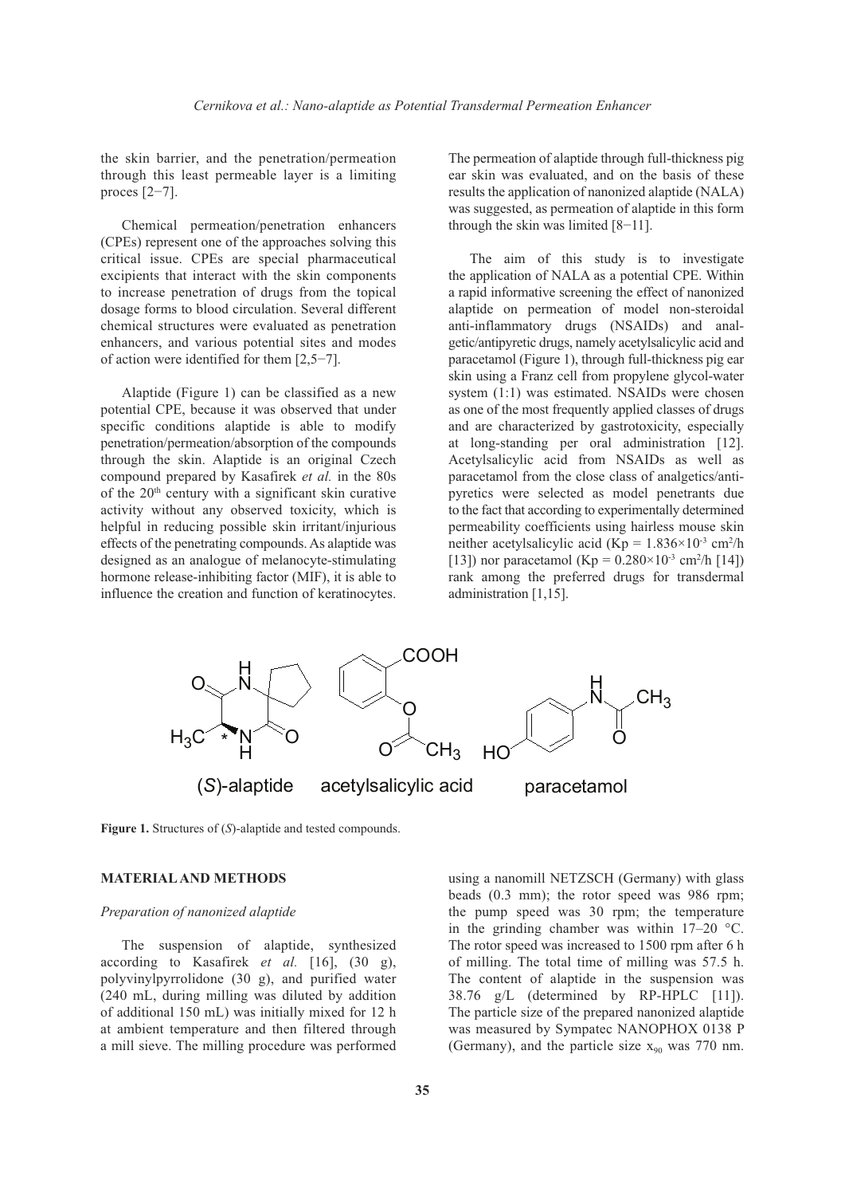the skin barrier, and the penetration/permeation through this least permeable layer is a limiting proces [2−7].

Chemical permeation/penetration enhancers (CPEs) represent one of the approaches solving this critical issue. CPEs are special pharmaceutical excipients that interact with the skin components to increase penetration of drugs from the topical dosage forms to blood circulation. Several different chemical structures were evaluated as penetration enhancers, and various potential sites and modes of action were identified for them [2,5−7].

Alaptide (Figure 1) can be classified as a new potential CPE, because it was observed that under specific conditions alaptide is able to modify penetration/permeation/absorption of the compounds through the skin. Alaptide is an original Czech compound prepared by Kasafirek *et al.* in the 80s of the 20th century with a significant skin curative activity without any observed toxicity, which is helpful in reducing possible skin irritant/injurious effects of the penetrating compounds. As alaptide was designed as an analogue of melanocyte-stimulating hormone release-inhibiting factor (MIF), it is able to influence the creation and function of keratinocytes. The permeation of alaptide through full-thickness pig ear skin was evaluated, and on the basis of these results the application of nanonized alaptide (NALA) was suggested, as permeation of alaptide in this form through the skin was limited [8−11].

The aim of this study is to investigate the application of NALA as a potential CPE. Within a rapid informative screening the effect of nanonized alaptide on permeation of model non-steroidal anti-inflammatory drugs (NSAIDs) and analgetic/antipyretic drugs, namely acetylsalicylic acid and paracetamol (Figure 1), through full-thickness pig ear skin using a Franz cell from propylene glycol-water system (1:1) was estimated. NSAIDs were chosen as one of the most frequently applied classes of drugs and are characterized by gastrotoxicity, especially at long-standing per oral administration [12]. Acetylsalicylic acid from NSAIDs as well as paracetamol from the close class of analgetics/antipyretics were selected as model penetrants due to the fact that according to experimentally determined permeability coefficients using hairless mouse skin neither acetylsalicylic acid ($K_p = 1.836 \times 10^{-3}$ cm$^2$/h [13]) nor paracetamol ($K_p = 0.280 \times 10^{-3}$ cm$^2$/h [14]) rank among the preferred drugs for transdermal administration [1,15].

(*S*)-alaptide acetylsalicylic acid paracetamol

**Figure 1.** Structures of (*S*)-alaptide and tested compounds.

## MATERIAL AND METHODS

### *Preparation of nanonized alaptide*

The suspension of alaptide, synthesized according to Kasafirek *et al.* [16], (30 g), polyvinylpyrrolidone (30 g), and purified water (240 mL, during milling was diluted by addition of additional 150 mL) was initially mixed for 12 h at ambient temperature and then filtered through a mill sieve. The milling procedure was performed using a nanomill NETZSCH (Germany) with glass beads (0.3 mm); the rotor speed was 986 rpm; the pump speed was 30 rpm; the temperature in the grinding chamber was within 17–20 °C. The rotor speed was increased to 1500 rpm after 6 h of milling. The total time of milling was 57.5 h. The content of alaptide in the suspension was 38.76 g/L (determined by RP-HPLC [11]). The particle size of the prepared nanonized alaptide was measured by Sympatec NANOPHOX 0138 P (Germany), and the particle size $x_{90}$ was 770 nm.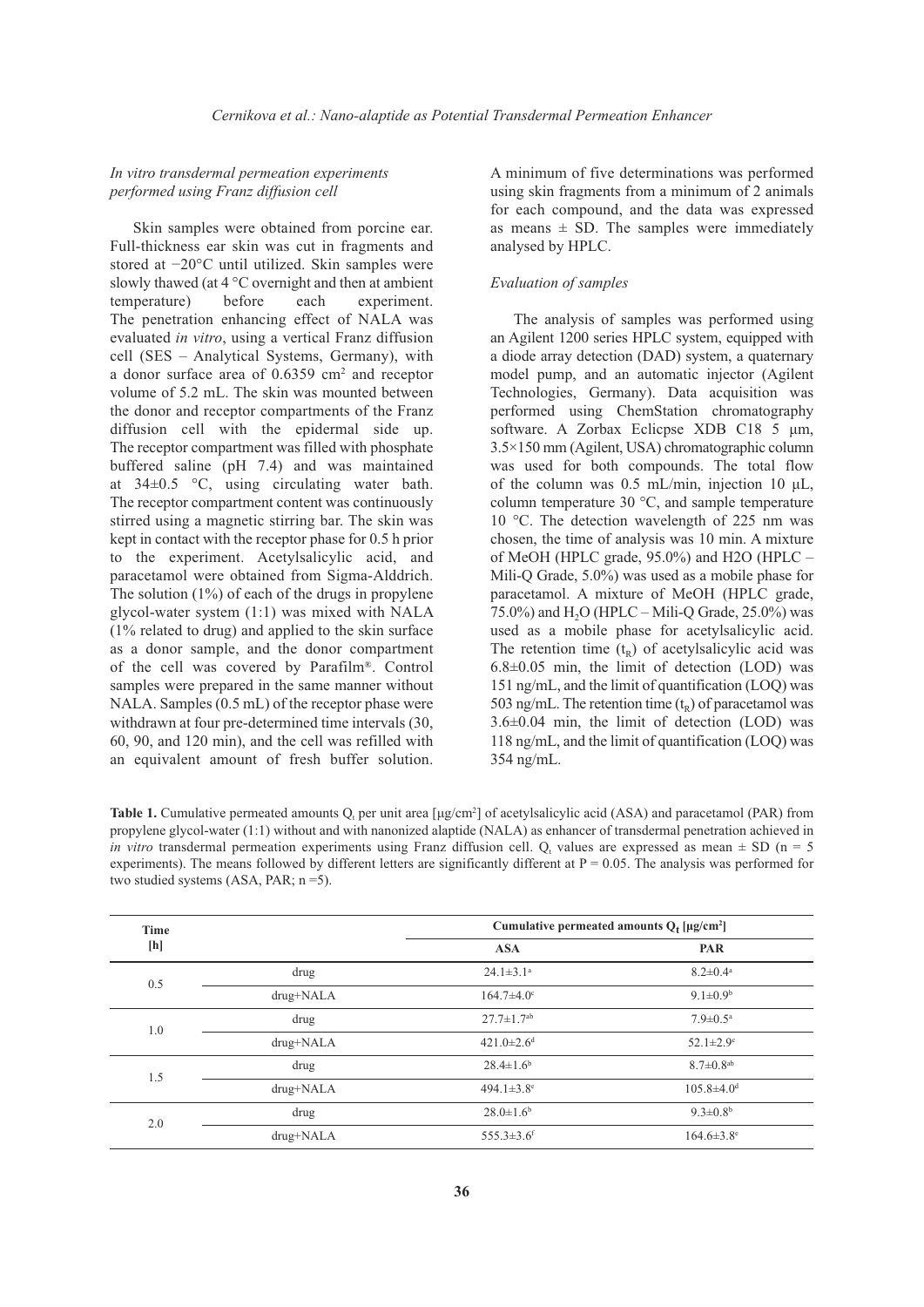*In vitro transdermal permeation experiments performed using Franz diffusion cell*

Skin samples were obtained from porcine ear. Full-thickness ear skin was cut in fragments and stored at −20°C until utilized. Skin samples were slowly thawed (at 4 °C overnight and then at ambient temperature) before each experiment. The penetration enhancing effect of NALA was evaluated *in vitro*, using a vertical Franz diffusion cell (SES – Analytical Systems, Germany), with a donor surface area of 0.6359 cm$^2$ and receptor volume of 5.2 mL. The skin was mounted between the donor and receptor compartments of the Franz diffusion cell with the epidermal side up. The receptor compartment was filled with phosphate buffered saline (pH 7.4) and was maintained at 34±0.5 °C, using circulating water bath. The receptor compartment content was continuously stirred using a magnetic stirring bar. The skin was kept in contact with the receptor phase for 0.5 h prior to the experiment. Acetylsalicylic acid, and paracetamol were obtained from Sigma-Alddrich. The solution (1%) of each of the drugs in propylene glycol-water system (1:1) was mixed with NALA (1% related to drug) and applied to the skin surface as a donor sample, and the donor compartment of the cell was covered by Parafilm®. Control samples were prepared in the same manner without NALA. Samples (0.5 mL) of the receptor phase were withdrawn at four pre-determined time intervals (30, 60, 90, and 120 min), and the cell was refilled with an equivalent amount of fresh buffer solution. A minimum of five determinations was performed using skin fragments from a minimum of 2 animals for each compound, and the data was expressed as means ± SD. The samples were immediately analysed by HPLC.

*Evaluation of samples*

The analysis of samples was performed using an Agilent 1200 series HPLC system, equipped with a diode array detection (DAD) system, a quaternary model pump, and an automatic injector (Agilent Technologies, Germany). Data acquisition was performed using ChemStation chromatography software. A Zorbax Eclicpse XDB C18 5 μm, 3.5×150 mm (Agilent, USA) chromatographic column was used for both compounds. The total flow of the column was 0.5 mL/min, injection 10 μL, column temperature 30 °C, and sample temperature 10 °C. The detection wavelength of 225 nm was chosen, the time of analysis was 10 min. A mixture of MeOH (HPLC grade, 95.0%) and H2O (HPLC – Mili-Q Grade, 5.0%) was used as a mobile phase for paracetamol. A mixture of MeOH (HPLC grade, 75.0%) and $H_2O$ (HPLC – Mili-Q Grade, 25.0%) was used as a mobile phase for acetylsalicylic acid. The retention time ($t_R$) of acetylsalicylic acid was 6.8±0.05 min, the limit of detection (LOD) was 151 ng/mL, and the limit of quantification (LOQ) was 503 ng/mL. The retention time ($t_R$) of paracetamol was 3.6±0.04 min, the limit of detection (LOD) was 118 ng/mL, and the limit of quantification (LOQ) was 354 ng/mL.

**Table 1.** Cumulative permeated amounts $Q_t$ per unit area [μg/cm$^2$] of acetylsalicylic acid (ASA) and paracetamol (PAR) from propylene glycol-water (1:1) without and with nanonized alaptide (NALA) as enhancer of transdermal penetration achieved in *in vitro* transdermal permeation experiments using Franz diffusion cell. $Q_t$ values are expressed as mean ± SD (n = 5 experiments). The means followed by different letters are significantly different at P = 0.05. The analysis was performed for two studied systems (ASA, PAR; n =5).

| Time [h] | | Cumulative permeated amounts $Q_t$ [μg/cm$^2$] | |
|---|---|---|---|
| | | **ASA** | **PAR** |
| 0.5 | drug | 24.1±3.1[a] | 8.2±0.4[a] |
| | drug+NALA | 164.7±4.0[c] | 9.1±0.9[b] |
| 1.0 | drug | 27.7±1.7[ab] | 7.9±0.5[a] |
| | drug+NALA | 421.0±2.6[d] | 52.1±2.9[c] |
| 1.5 | drug | 28.4±1.6[b] | 8.7±0.8[ab] |
| | drug+NALA | 494.1±3.8[e] | 105.8±4.0[d] |
| 2.0 | drug | 28.0±1.6[b] | 9.3±0.8[b] |
| | drug+NALA | 555.3±3.6[f] | 164.6±3.8[e] |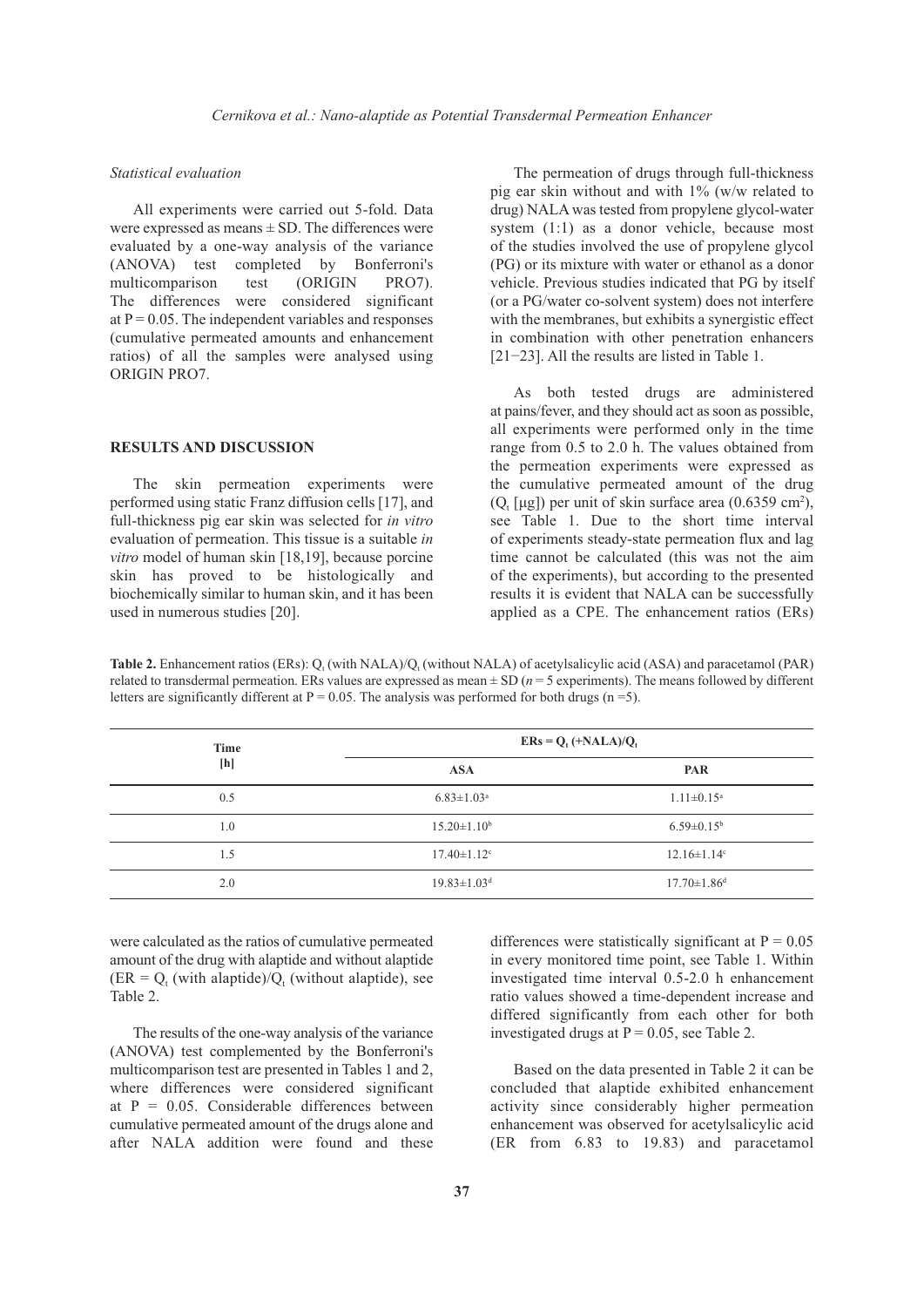#### *Statistical evaluation*

All experiments were carried out 5-fold. Data were expressed as means ± SD. The differences were evaluated by a one-way analysis of the variance (ANOVA) test completed by Bonferroni's multicomparison test (ORIGIN PRO7). The differences were considered significant at P = 0.05. The independent variables and responses (cumulative permeated amounts and enhancement ratios) of all the samples were analysed using ORIGIN PRO7.

## RESULTS AND DISCUSSION

The skin permeation experiments were performed using static Franz diffusion cells [17], and full-thickness pig ear skin was selected for *in vitro* evaluation of permeation. This tissue is a suitable *in vitro* model of human skin [18,19], because porcine skin has proved to be histologically and biochemically similar to human skin, and it has been used in numerous studies [20].

The permeation of drugs through full-thickness pig ear skin without and with 1% (w/w related to drug) NALA was tested from propylene glycol-water system (1:1) as a donor vehicle, because most of the studies involved the use of propylene glycol (PG) or its mixture with water or ethanol as a donor vehicle. Previous studies indicated that PG by itself (or a PG/water co-solvent system) does not interfere with the membranes, but exhibits a synergistic effect in combination with other penetration enhancers [21−23]. All the results are listed in Table 1.

As both tested drugs are administered at pains/fever, and they should act as soon as possible, all experiments were performed only in the time range from 0.5 to 2.0 h. The values obtained from the permeation experiments were expressed as the cumulative permeated amount of the drug ($Q_t$ [μg]) per unit of skin surface area (0.6359 $cm^2$), see Table 1. Due to the short time interval of experiments steady-state permeation flux and lag time cannot be calculated (this was not the aim of the experiments), but according to the presented results it is evident that NALA can be successfully applied as a CPE. The enhancement ratios (ERs) were calculated as the ratios of cumulative permeated amount of the drug with alaptide and without alaptide (ER = $Q_t$ (with alaptide)/$Q_t$ (without alaptide), see Table 2.

**Table 2.** Enhancement ratios (ERs): $Q_t$ (with NALA)/$Q_t$ (without NALA) of acetylsalicylic acid (ASA) and paracetamol (PAR) related to transdermal permeation. ERs values are expressed as mean ± SD (*n* = 5 experiments). The means followed by different letters are significantly different at P = 0.05. The analysis was performed for both drugs (n =5).

| Time [h] | ERs = $Q_t$ (+NALA)/$Q_t$ | |
|---|---|---|
| | **ASA** | **PAR** |
| 0.5 | 6.83±1.03[a] | 1.11±0.15[a] |
| 1.0 | 15.20±1.10[b] | 6.59±0.15[b] |
| 1.5 | 17.40±1.12[c] | 12.16±1.14[c] |
| 2.0 | 19.83±1.03[d] | 17.70±1.86[d] |

The results of the one-way analysis of the variance (ANOVA) test complemented by the Bonferroni's multicomparison test are presented in Tables 1 and 2, where differences were considered significant at P = 0.05. Considerable differences between cumulative permeated amount of the drugs alone and after NALA addition were found and these differences were statistically significant at P = 0.05 in every monitored time point, see Table 1. Within investigated time interval 0.5-2.0 h enhancement ratio values showed a time-dependent increase and differed significantly from each other for both investigated drugs at P = 0.05, see Table 2.

Based on the data presented in Table 2 it can be concluded that alaptide exhibited enhancement activity since considerably higher permeation enhancement was observed for acetylsalicylic acid (ER from 6.83 to 19.83) and paracetamol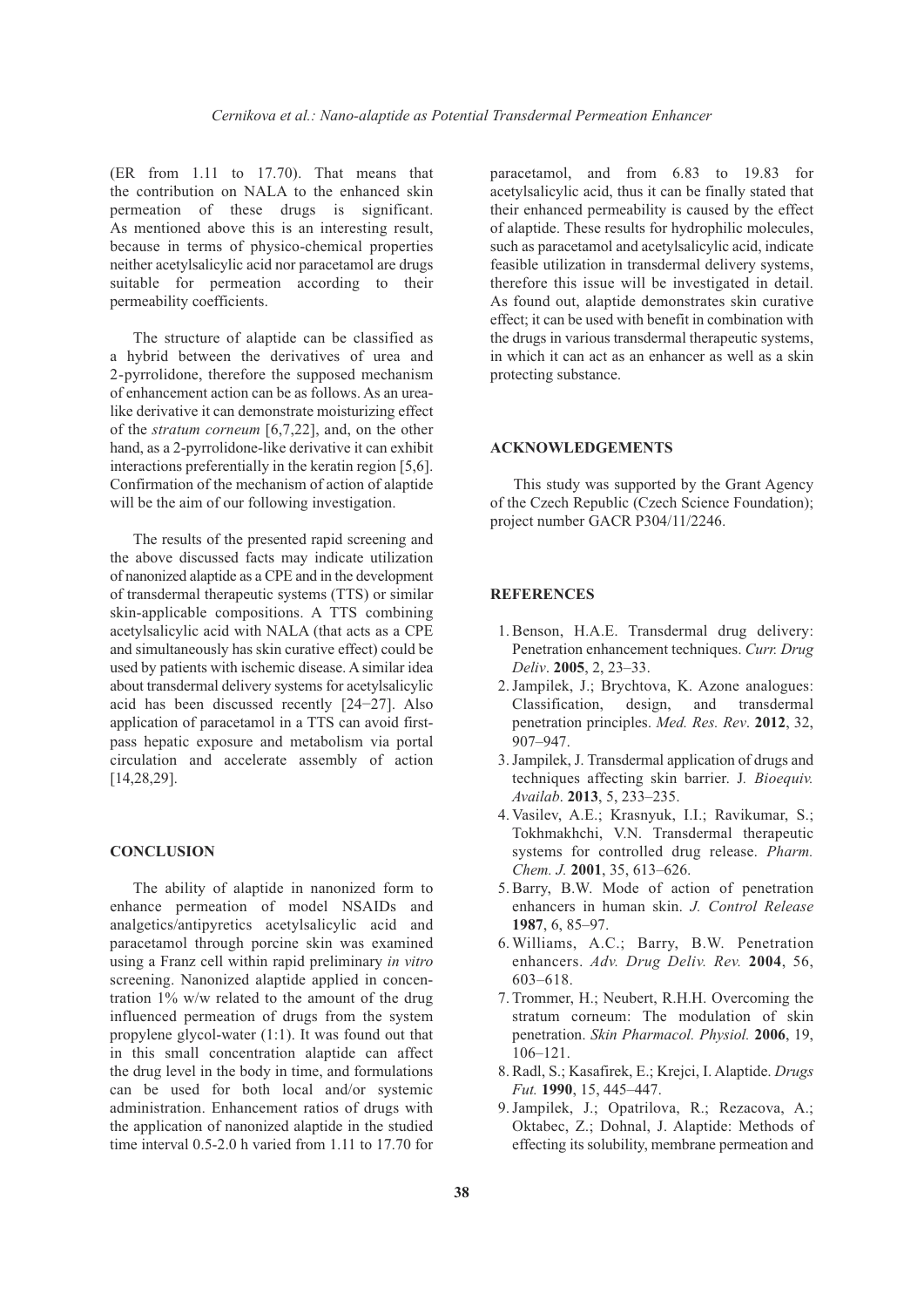(ER from 1.11 to 17.70). That means that the contribution on NALA to the enhanced skin permeation of these drugs is significant. As mentioned above this is an interesting result, because in terms of physico-chemical properties neither acetylsalicylic acid nor paracetamol are drugs suitable for permeation according to their permeability coefficients.

The structure of alaptide can be classified as a hybrid between the derivatives of urea and 2-pyrrolidone, therefore the supposed mechanism of enhancement action can be as follows. As an urea-like derivative it can demonstrate moisturizing effect of the *stratum corneum* [6,7,22], and, on the other hand, as a 2-pyrrolidone-like derivative it can exhibit interactions preferentially in the keratin region [5,6]. Confirmation of the mechanism of action of alaptide will be the aim of our following investigation.

The results of the presented rapid screening and the above discussed facts may indicate utilization of nanonized alaptide as a CPE and in the development of transdermal therapeutic systems (TTS) or similar skin-applicable compositions. A TTS combining acetylsalicylic acid with NALA (that acts as a CPE and simultaneously has skin curative effect) could be used by patients with ischemic disease. A similar idea about transdermal delivery systems for acetylsalicylic acid has been discussed recently [24−27]. Also application of paracetamol in a TTS can avoid first-pass hepatic exposure and metabolism via portal circulation and accelerate assembly of action [14,28,29].

## CONCLUSION

The ability of alaptide in nanonized form to enhance permeation of model NSAIDs and analgetics/antipyretics acetylsalicylic acid and paracetamol through porcine skin was examined using a Franz cell within rapid preliminary *in vitro* screening. Nanonized alaptide applied in concentration 1% w/w related to the amount of the drug influenced permeation of drugs from the system propylene glycol-water (1:1). It was found out that in this small concentration alaptide can affect the drug level in the body in time, and formulations can be used for both local and/or systemic administration. Enhancement ratios of drugs with the application of nanonized alaptide in the studied time interval 0.5-2.0 h varied from 1.11 to 17.70 for paracetamol, and from 6.83 to 19.83 for acetylsalicylic acid, thus it can be finally stated that their enhanced permeability is caused by the effect of alaptide. These results for hydrophilic molecules, such as paracetamol and acetylsalicylic acid, indicate feasible utilization in transdermal delivery systems, therefore this issue will be investigated in detail. As found out, alaptide demonstrates skin curative effect; it can be used with benefit in combination with the drugs in various transdermal therapeutic systems, in which it can act as an enhancer as well as a skin protecting substance.

## ACKNOWLEDGEMENTS

This study was supported by the Grant Agency of the Czech Republic (Czech Science Foundation); project number GACR P304/11/2246.

## REFERENCES

1. Benson, H.A.E. Transdermal drug delivery: Penetration enhancement techniques. *Curr. Drug Deliv*. **2005**, 2, 23–33.
2. Jampilek, J.; Brychtova, K. Azone analogues: Classification, design, and transdermal penetration principles. *Med. Res. Rev*. **2012**, 32, 907–947.
3. Jampilek, J. Transdermal application of drugs and techniques affecting skin barrier. J. *Bioequiv. Availab*. **2013**, 5, 233–235.
4. Vasilev, A.E.; Krasnyuk, I.I.; Ravikumar, S.; Tokhmakhchi, V.N. Transdermal therapeutic systems for controlled drug release. *Pharm. Chem. J.* **2001**, 35, 613–626.
5. Barry, B.W. Mode of action of penetration enhancers in human skin. *J. Control Release* **1987**, 6, 85–97.
6. Williams, A.C.; Barry, B.W. Penetration enhancers. *Adv. Drug Deliv. Rev.* **2004**, 56, 603–618.
7. Trommer, H.; Neubert, R.H.H. Overcoming the stratum corneum: The modulation of skin penetration. *Skin Pharmacol. Physiol.* **2006**, 19, 106–121.
8. Radl, S.; Kasafirek, E.; Krejci, I. Alaptide. *Drugs Fut.* **1990**, 15, 445–447.
9. Jampilek, J.; Opatrilova, R.; Rezacova, A.; Oktabec, Z.; Dohnal, J. Alaptide: Methods of effecting its solubility, membrane permeation and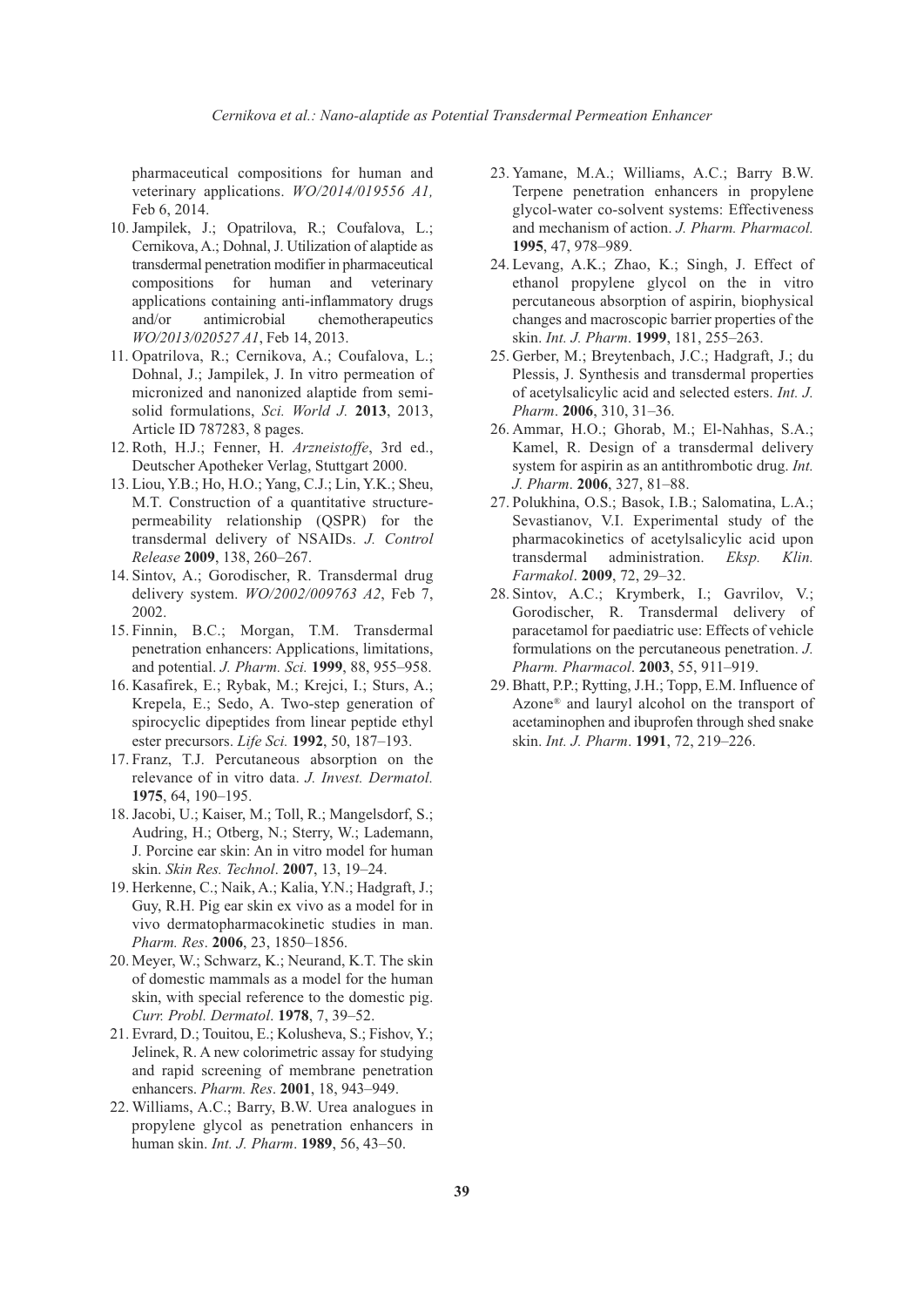pharmaceutical compositions for human and veterinary applications. *WO/2014/019556 A1,* Feb 6, 2014.

10. Jampilek, J.; Opatrilova, R.; Coufalova, L.; Cernikova, A.; Dohnal, J. Utilization of alaptide as transdermal penetration modifier in pharmaceutical compositions for human and veterinary applications containing anti-inflammatory drugs and/or antimicrobial chemotherapeutics *WO/2013/020527 A1*, Feb 14, 2013.
11. Opatrilova, R.; Cernikova, A.; Coufalova, L.; Dohnal, J.; Jampilek, J. In vitro permeation of micronized and nanonized alaptide from semi-solid formulations, *Sci. World J.* **2013**, 2013, Article ID 787283, 8 pages.
12. Roth, H.J.; Fenner, H. *Arzneistoffe*, 3rd ed., Deutscher Apotheker Verlag, Stuttgart 2000.
13. Liou, Y.B.; Ho, H.O.; Yang, C.J.; Lin, Y.K.; Sheu, M.T. Construction of a quantitative structure-permeability relationship (QSPR) for the transdermal delivery of NSAIDs. *J. Control Release* **2009**, 138, 260–267.
14. Sintov, A.; Gorodischer, R. Transdermal drug delivery system. *WO/2002/009763 A2*, Feb 7, 2002.
15. Finnin, B.C.; Morgan, T.M. Transdermal penetration enhancers: Applications, limitations, and potential. *J. Pharm. Sci.* **1999**, 88, 955–958.
16. Kasafirek, E.; Rybak, M.; Krejci, I.; Sturs, A.; Krepela, E.; Sedo, A. Two-step generation of spirocyclic dipeptides from linear peptide ethyl ester precursors. *Life Sci.* **1992**, 50, 187–193.
17. Franz, T.J. Percutaneous absorption on the relevance of in vitro data. *J. Invest. Dermatol.* **1975**, 64, 190–195.
18. Jacobi, U.; Kaiser, M.; Toll, R.; Mangelsdorf, S.; Audring, H.; Otberg, N.; Sterry, W.; Lademann, J. Porcine ear skin: An in vitro model for human skin. *Skin Res. Technol*. **2007**, 13, 19–24.
19. Herkenne, C.; Naik, A.; Kalia, Y.N.; Hadgraft, J.; Guy, R.H. Pig ear skin ex vivo as a model for in vivo dermatopharmacokinetic studies in man. *Pharm. Res*. **2006**, 23, 1850–1856.
20. Meyer, W.; Schwarz, K.; Neurand, K.T. The skin of domestic mammals as a model for the human skin, with special reference to the domestic pig. *Curr. Probl. Dermatol*. **1978**, 7, 39–52.
21. Evrard, D.; Touitou, E.; Kolusheva, S.; Fishov, Y.; Jelinek, R. A new colorimetric assay for studying and rapid screening of membrane penetration enhancers. *Pharm. Res*. **2001**, 18, 943–949.
22. Williams, A.C.; Barry, B.W. Urea analogues in propylene glycol as penetration enhancers in human skin. *Int. J. Pharm*. **1989**, 56, 43–50.
23. Yamane, M.A.; Williams, A.C.; Barry B.W. Terpene penetration enhancers in propylene glycol-water co-solvent systems: Effectiveness and mechanism of action. *J. Pharm. Pharmacol.* **1995**, 47, 978–989.
24. Levang, A.K.; Zhao, K.; Singh, J. Effect of ethanol propylene glycol on the in vitro percutaneous absorption of aspirin, biophysical changes and macroscopic barrier properties of the skin. *Int. J. Pharm*. **1999**, 181, 255–263.
25. Gerber, M.; Breytenbach, J.C.; Hadgraft, J.; du Plessis, J. Synthesis and transdermal properties of acetylsalicylic acid and selected esters. *Int. J. Pharm*. **2006**, 310, 31–36.
26. Ammar, H.O.; Ghorab, M.; El-Nahhas, S.A.; Kamel, R. Design of a transdermal delivery system for aspirin as an antithrombotic drug. *Int. J. Pharm*. **2006**, 327, 81–88.
27. Polukhina, O.S.; Basok, I.B.; Salomatina, L.A.; Sevastianov, V.I. Experimental study of the pharmacokinetics of acetylsalicylic acid upon transdermal administration. *Eksp. Klin. Farmakol*. **2009**, 72, 29–32.
28. Sintov, A.C.; Krymberk, I.; Gavrilov, V.; Gorodischer, R. Transdermal delivery of paracetamol for paediatric use: Effects of vehicle formulations on the percutaneous penetration. *J. Pharm. Pharmacol*. **2003**, 55, 911–919.
29. Bhatt, P.P.; Rytting, J.H.; Topp, E.M. Influence of Azone® and lauryl alcohol on the transport of acetaminophen and ibuprofen through shed snake skin. *Int. J. Pharm*. **1991**, 72, 219–226.